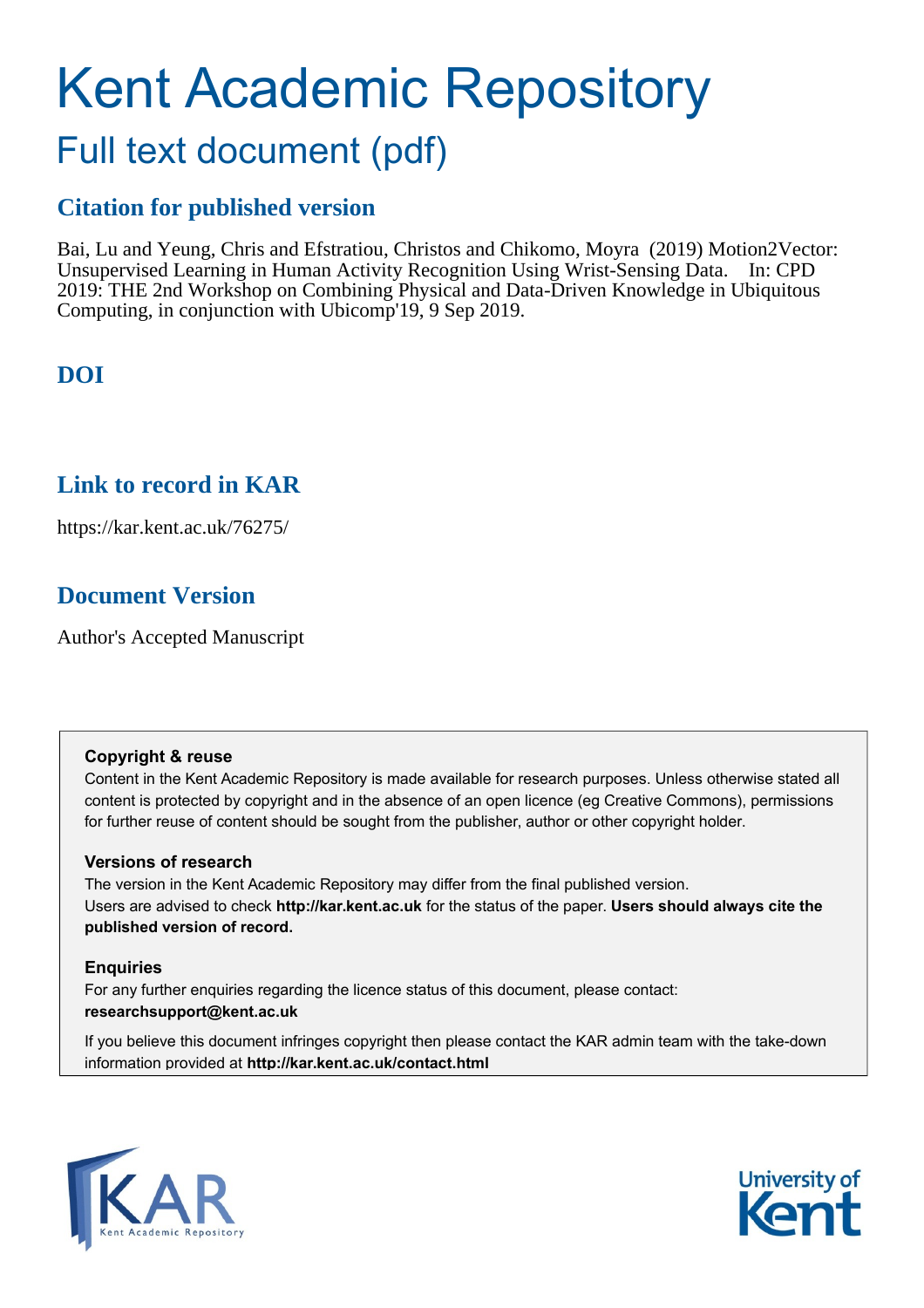# Kent Academic Repository

## Full text document (pdf)

### Citation for published version

Bai, Lu and Yeung, Chris and Efstratiou, Christos and Chikomo, Moyra (2019) Motion2Vector: Unsupervised Learning in Human Activity Recognition Using Wrist-Sensing Data. In: CPD 2019: THE 2nd Workshop on Combining Physical and Data-Driven Knowledge in Ubiquitous Computing, in conjunction with Ubicomp'19, 9 Sep 2019.

### DOI

### Link to record in KAR

https://kar.kent.ac.uk/76275/

### Document Version

Author's Accepted Manuscript

**Copyright & reuse**

Content in the Kent Academic Repository is made available for research purposes. Unless otherwise stated all content is protected by copyright and in the absence of an open licence (eg Creative Commons), permissions for further reuse of content should be sought from the publisher, author or other copyright holder.

**Versions of research**

The version in the Kent Academic Repository may differ from the final published version.
Users are advised to check **http://kar.kent.ac.uk** for the status of the paper. **Users should always cite the published version of record.**

**Enquiries**

For any further enquiries regarding the licence status of this document, please contact:
**researchsupport@kent.ac.uk**

If you believe this document infringes copyright then please contact the KAR admin team with the take-down information provided at **http://kar.kent.ac.uk/contact.html**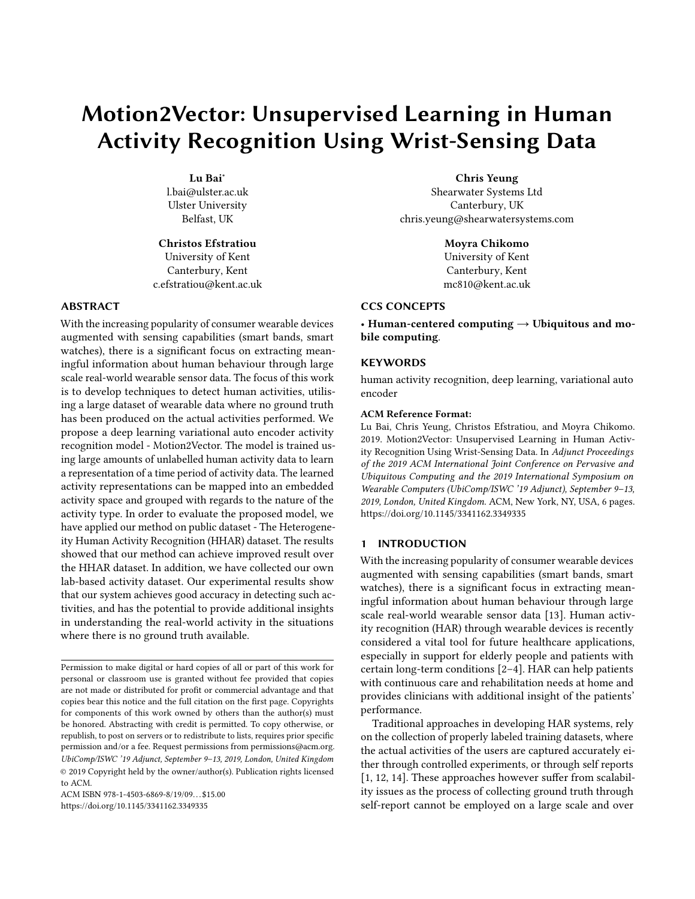# Motion2Vector: Unsupervised Learning in Human Activity Recognition Using Wrist-Sensing Data

**Lu Bai***
l.bai@ulster.ac.uk
Ulster University
Belfast, UK

**Chris Yeung**
Shearwater Systems Ltd
Canterbury, UK
chris.yeung@shearwatersystems.com

**Christos Efstratiou**
University of Kent
Canterbury, Kent
c.efstratiou@kent.ac.uk

**Moyra Chikomo**
University of Kent
Canterbury, Kent
mc810@kent.ac.uk

## ABSTRACT

With the increasing popularity of consumer wearable devices augmented with sensing capabilities (smart bands, smart watches), there is a significant focus on extracting meaningful information about human behaviour through large scale real-world wearable sensor data. The focus of this work is to develop techniques to detect human activities, utilising a large dataset of wearable data where no ground truth has been produced on the actual activities performed. We propose a deep learning variational auto encoder activity recognition model - Motion2Vector. The model is trained using large amounts of unlabelled human activity data to learn a representation of a time period of activity data. The learned activity representations can be mapped into an embedded activity space and grouped with regards to the nature of the activity type. In order to evaluate the proposed model, we have applied our method on public dataset - The Heterogeneity Human Activity Recognition (HHAR) dataset. The results showed that our method can achieve improved result over the HHAR dataset. In addition, we have collected our own lab-based activity dataset. Our experimental results show that our system achieves good accuracy in detecting such activities, and has the potential to provide additional insights in understanding the real-world activity in the situations where there is no ground truth available.

## CCS CONCEPTS

• **Human-centered computing → Ubiquitous and mobile computing**.

## KEYWORDS

human activity recognition, deep learning, variational auto encoder

**ACM Reference Format:**
Lu Bai, Chris Yeung, Christos Efstratiou, and Moyra Chikomo. 2019. Motion2Vector: Unsupervised Learning in Human Activity Recognition Using Wrist-Sensing Data. In *Adjunct Proceedings of the 2019 ACM International Joint Conference on Pervasive and Ubiquitous Computing and the 2019 International Symposium on Wearable Computers (UbiComp/ISWC '19 Adjunct), September 9–13, 2019, London, United Kingdom.* ACM, New York, NY, USA, 6 pages. https://doi.org/10.1145/3341162.3349335

Permission to make digital or hard copies of all or part of this work for personal or classroom use is granted without fee provided that copies are not made or distributed for profit or commercial advantage and that copies bear this notice and the full citation on the first page. Copyrights for components of this work owned by others than the author(s) must be honored. Abstracting with credit is permitted. To copy otherwise, or republish, to post on servers or to redistribute to lists, requires prior specific permission and/or a fee. Request permissions from permissions@acm.org.
*UbiComp/ISWC '19 Adjunct, September 9–13, 2019, London, United Kingdom*
© 2019 Copyright held by the owner/author(s). Publication rights licensed to ACM.
ACM ISBN 978-1-4503-6869-8/19/09…$15.00
https://doi.org/10.1145/3341162.3349335

## 1 INTRODUCTION

With the increasing popularity of consumer wearable devices augmented with sensing capabilities (smart bands, smart watches), there is a significant focus in extracting meaningful information about human behaviour through large scale real-world wearable sensor data [13]. Human activity recognition (HAR) through wearable devices is recently considered a vital tool for future healthcare applications, especially in support for elderly people and patients with certain long-term conditions [2–4]. HAR can help patients with continuous care and rehabilitation needs at home and provides clinicians with additional insight of the patients' performance.

Traditional approaches in developing HAR systems, rely on the collection of properly labeled training datasets, where the actual activities of the users are captured accurately either through controlled experiments, or through self reports [1, 12, 14]. These approaches however suffer from scalability issues as the process of collecting ground truth through self-report cannot be employed on a large scale and over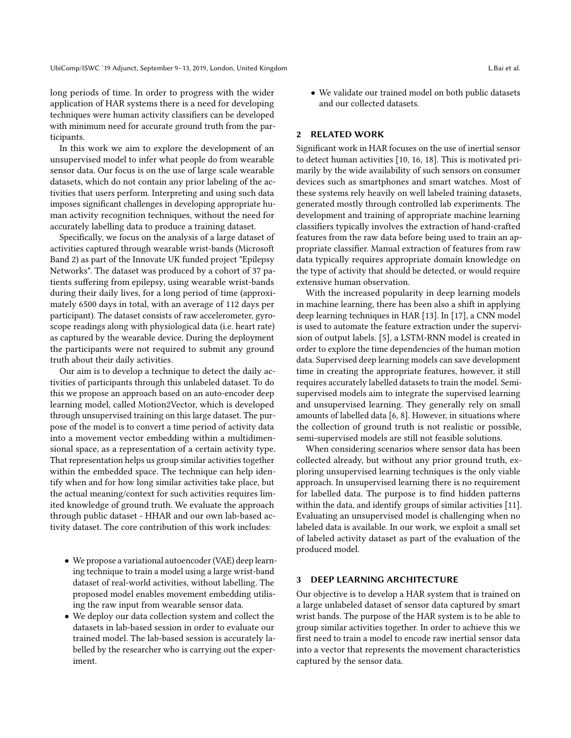long periods of time. In order to progress with the wider application of HAR systems there is a need for developing techniques were human activity classifiers can be developed with minimum need for accurate ground truth from the participants.

In this work we aim to explore the development of an unsupervised model to infer what people do from wearable sensor data. Our focus is on the use of large scale wearable datasets, which do not contain any prior labeling of the activities that users perform. Interpreting and using such data imposes significant challenges in developing appropriate human activity recognition techniques, without the need for accurately labelling data to produce a training dataset.

Specifically, we focus on the analysis of a large dataset of activities captured through wearable wrist-bands (Microsoft Band 2) as part of the Innovate UK funded project "Epilepsy Networks". The dataset was produced by a cohort of 37 patients suffering from epilepsy, using wearable wrist-bands during their daily lives, for a long period of time (approximately 6500 days in total, with an average of 112 days per participant). The dataset consists of raw accelerometer, gyroscope readings along with physiological data (i.e. heart rate) as captured by the wearable device. During the deployment the participants were not required to submit any ground truth about their daily activities.

Our aim is to develop a technique to detect the daily activities of participants through this unlabeled dataset. To do this we propose an approach based on an auto-encoder deep learning model, called Motion2Vector, which is developed through unsupervised training on this large dataset. The purpose of the model is to convert a time period of activity data into a movement vector embedding within a multidimensional space, as a representation of a certain activity type. That representation helps us group similar activities together within the embedded space. The technique can help identify when and for how long similar activities take place, but the actual meaning/context for such activities requires limited knowledge of ground truth. We evaluate the approach through public dataset - HHAR and our own lab-based activity dataset. The core contribution of this work includes:

- We propose a variational autoencoder (VAE) deep learning technique to train a model using a large wrist-band dataset of real-world activities, without labelling. The proposed model enables movement embedding utilising the raw input from wearable sensor data.
- We deploy our data collection system and collect the datasets in lab-based session in order to evaluate our trained model. The lab-based session is accurately labelled by the researcher who is carrying out the experiment.
- We validate our trained model on both public datasets and our collected datasets.

## 2 RELATED WORK

Significant work in HAR focuses on the use of inertial sensor to detect human activities [10, 16, 18]. This is motivated primarily by the wide availability of such sensors on consumer devices such as smartphones and smart watches. Most of these systems rely heavily on well labeled training datasets, generated mostly through controlled lab experiments. The development and training of appropriate machine learning classifiers typically involves the extraction of hand-crafted features from the raw data before being used to train an appropriate classifier. Manual extraction of features from raw data typically requires appropriate domain knowledge on the type of activity that should be detected, or would require extensive human observation.

With the increased popularity in deep learning models in machine learning, there has been also a shift in applying deep learning techniques in HAR [13]. In [17], a CNN model is used to automate the feature extraction under the supervision of output labels. [5], a LSTM-RNN model is created in order to explore the time dependencies of the human motion data. Supervised deep learning models can save development time in creating the appropriate features, however, it still requires accurately labelled datasets to train the model. Semi-supervised models aim to integrate the supervised learning and unsupervised learning. They generally rely on small amounts of labelled data [6, 8]. However, in situations where the collection of ground truth is not realistic or possible, semi-supervised models are still not feasible solutions.

When considering scenarios where sensor data has been collected already, but without any prior ground truth, exploring unsupervised learning techniques is the only viable approach. In unsupervised learning there is no requirement for labelled data. The purpose is to find hidden patterns within the data, and identify groups of similar activities [11]. Evaluating an unsupervised model is challenging when no labeled data is available. In our work, we exploit a small set of labeled activity dataset as part of the evaluation of the produced model.

## 3 DEEP LEARNING ARCHITECTURE

Our objective is to develop a HAR system that is trained on a large unlabeled dataset of sensor data captured by smart wrist bands. The purpose of the HAR system is to be able to group similar activities together. In order to achieve this we first need to train a model to encode raw inertial sensor data into a vector that represents the movement characteristics captured by the sensor data.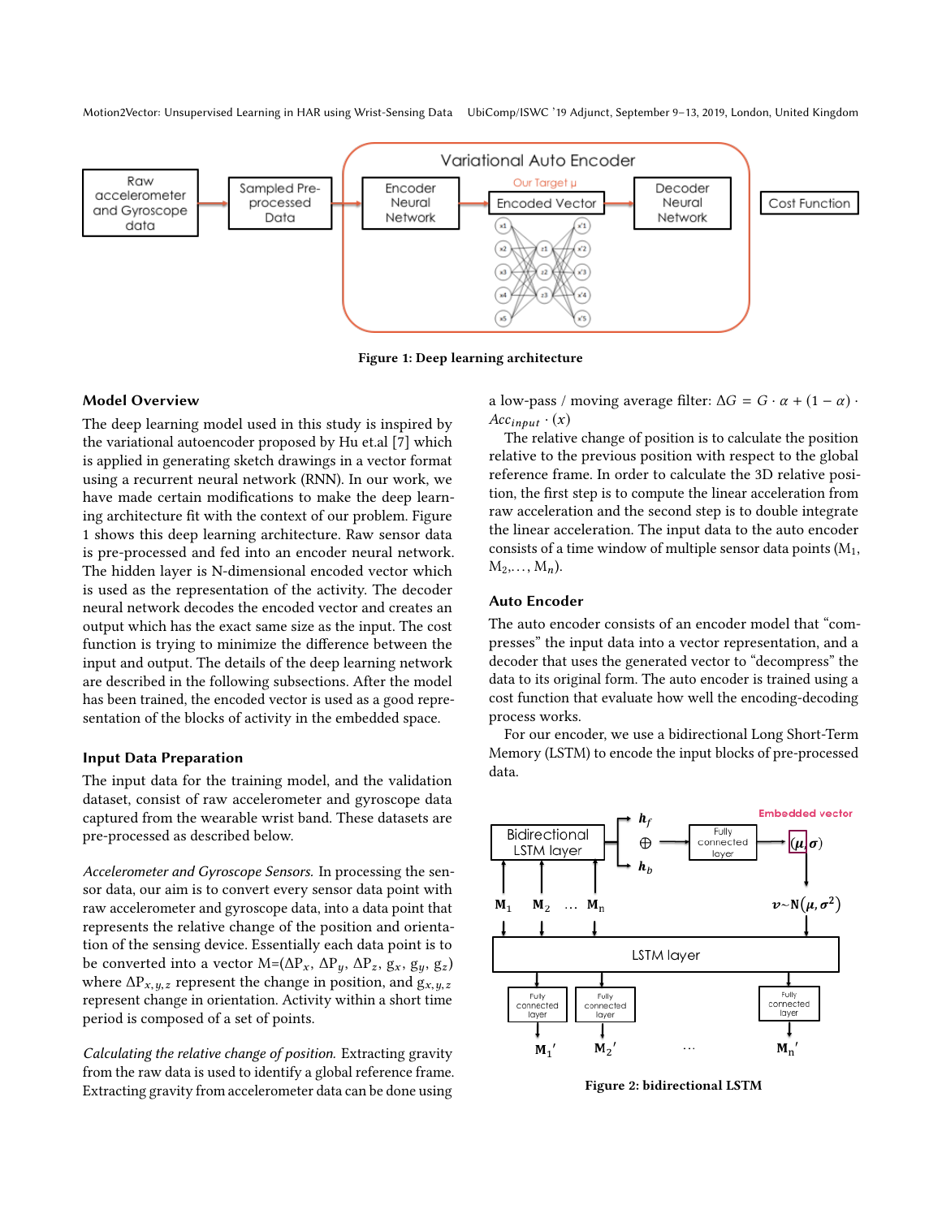Figure 1: Deep learning architecture

## Model Overview

The deep learning model used in this study is inspired by the variational autoencoder proposed by Hu et.al [7] which is applied in generating sketch drawings in a vector format using a recurrent neural network (RNN). In our work, we have made certain modifications to make the deep learning architecture fit with the context of our problem. Figure 1 shows this deep learning architecture. Raw sensor data is pre-processed and fed into an encoder neural network. The hidden layer is N-dimensional encoded vector which is used as the representation of the activity. The decoder neural network decodes the encoded vector and creates an output which has the exact same size as the input. The cost function is trying to minimize the difference between the input and output. The details of the deep learning network are described in the following subsections. After the model has been trained, the encoded vector is used as a good representation of the blocks of activity in the embedded space.

## Input Data Preparation

The input data for the training model, and the validation dataset, consist of raw accelerometer and gyroscope data captured from the wearable wrist band. These datasets are pre-processed as described below.

*Accelerometer and Gyroscope Sensors.* In processing the sensor data, our aim is to convert every sensor data point with raw accelerometer and gyroscope data, into a data point that represents the relative change of the position and orientation of the sensing device. Essentially each data point is to be converted into a vector M=($\Delta P_x$, $\Delta P_y$, $\Delta P_z$, $g_x$, $g_y$, $g_z$) where $\Delta P_{x,y,z}$ represent the change in position, and $g_{x,y,z}$ represent change in orientation. Activity within a short time period is composed of a set of points.

*Calculating the relative change of position.* Extracting gravity from the raw data is used to identify a global reference frame. Extracting gravity from accelerometer data can be done using a low-pass / moving average filter: $\Delta G = G \cdot \alpha + (1 - \alpha) \cdot Acc_{input} \cdot (x)$

The relative change of position is to calculate the position relative to the previous position with respect to the global reference frame. In order to calculate the 3D relative position, the first step is to compute the linear acceleration from raw acceleration and the second step is to double integrate the linear acceleration. The input data to the auto encoder consists of a time window of multiple sensor data points ($M_1$, $M_2$,..., $M_n$).

## Auto Encoder

The auto encoder consists of an encoder model that "compresses" the input data into a vector representation, and a decoder that uses the generated vector to "decompress" the data to its original form. The auto encoder is trained using a cost function that evaluate how well the encoding-decoding process works.

For our encoder, we use a bidirectional Long Short-Term Memory (LSTM) to encode the input blocks of pre-processed data.

Figure 2: bidirectional LSTM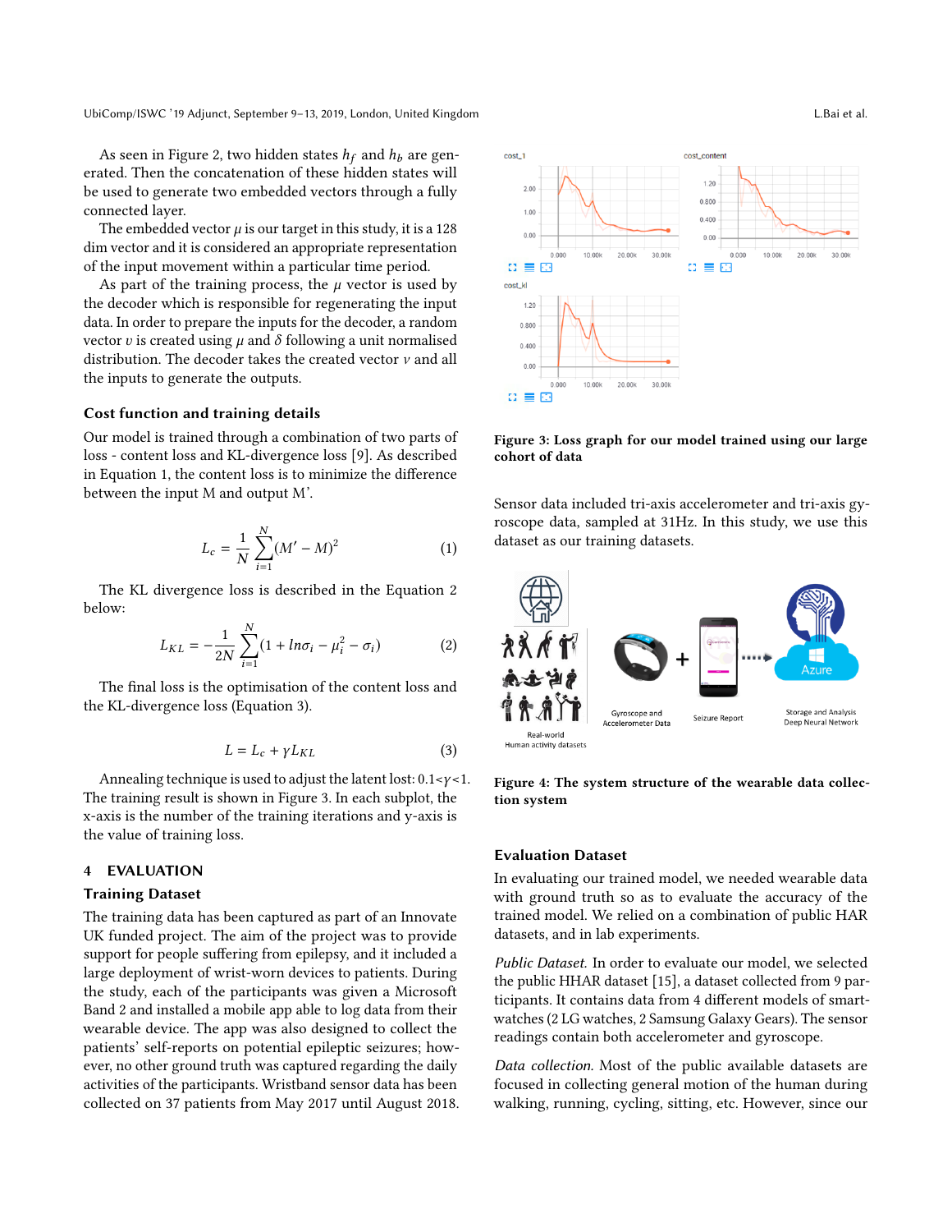As seen in Figure 2, two hidden states $h_f$ and $h_b$ are generated. Then the concatenation of these hidden states will be used to generate two embedded vectors through a fully connected layer.

The embedded vector $\mu$ is our target in this study, it is a 128 dim vector and it is considered an appropriate representation of the input movement within a particular time period.

As part of the training process, the $\mu$ vector is used by the decoder which is responsible for regenerating the input data. In order to prepare the inputs for the decoder, a random vector $v$ is created using $\mu$ and $\delta$ following a unit normalised distribution. The decoder takes the created vector $v$ and all the inputs to generate the outputs.

### Cost function and training details

Our model is trained through a combination of two parts of loss - content loss and KL-divergence loss [9]. As described in Equation 1, the content loss is to minimize the difference between the input M and output M'.

$$L_c = \frac{1}{N}\sum_{i=1}^{N}(M' - M)^2 \tag{1}$$

The KL divergence loss is described in the Equation 2 below:

$$L_{KL} = -\frac{1}{2N}\sum_{i=1}^{N}(1 + ln\sigma_i - \mu_i^2 - \sigma_i) \tag{2}$$

The final loss is the optimisation of the content loss and the KL-divergence loss (Equation 3).

$$L = L_c + \gamma L_{KL} \tag{3}$$

Annealing technique is used to adjust the latent lost: $0.1 < \gamma < 1$. The training result is shown in Figure 3. In each subplot, the x-axis is the number of the training iterations and y-axis is the value of training loss.

## 4 EVALUATION

### Training Dataset

The training data has been captured as part of an Innovate UK funded project. The aim of the project was to provide support for people suffering from epilepsy, and it included a large deployment of wrist-worn devices to patients. During the study, each of the participants was given a Microsoft Band 2 and installed a mobile app able to log data from their wearable device. The app was also designed to collect the patients' self-reports on potential epileptic seizures; however, no other ground truth was captured regarding the daily activities of the participants. Wristband sensor data has been collected on 37 patients from May 2017 until August 2018.

**Figure 3: Loss graph for our model trained using our large cohort of data**

Sensor data included tri-axis accelerometer and tri-axis gyroscope data, sampled at 31Hz. In this study, we use this dataset as our training datasets.

**Figure 4: The system structure of the wearable data collection system**

### Evaluation Dataset

In evaluating our trained model, we needed wearable data with ground truth so as to evaluate the accuracy of the trained model. We relied on a combination of public HAR datasets, and in lab experiments.

*Public Dataset.* In order to evaluate our model, we selected the public HHAR dataset [15], a dataset collected from 9 participants. It contains data from 4 different models of smartwatches (2 LG watches, 2 Samsung Galaxy Gears). The sensor readings contain both accelerometer and gyroscope.

*Data collection.* Most of the public available datasets are focused in collecting general motion of the human during walking, running, cycling, sitting, etc. However, since our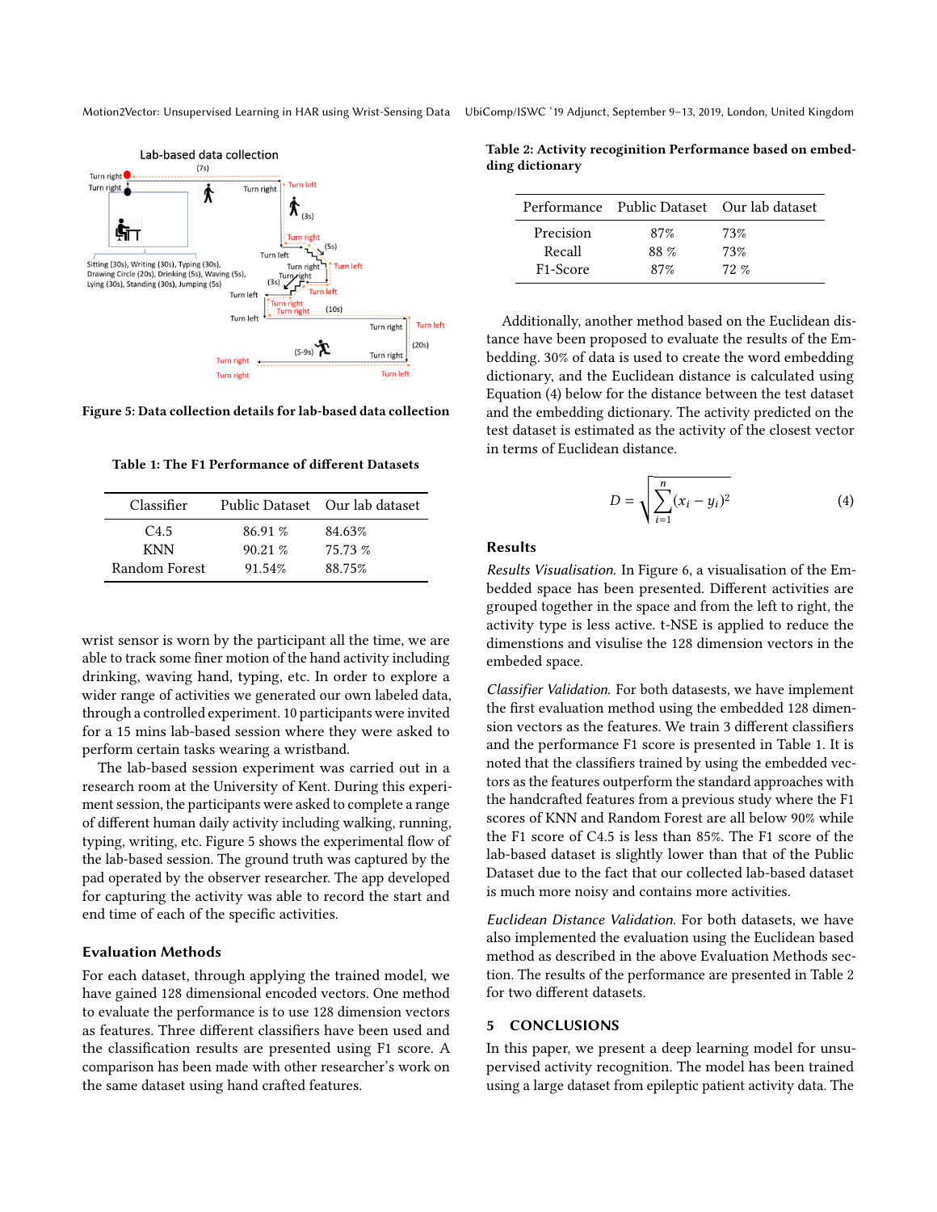Figure 5: Data collection details for lab-based data collection

Table 1: The F1 Performance of different Datasets

| Classifier | Public Dataset | Our lab dataset |
|---|---|---|
| C4.5 | 86.91 % | 84.63% |
| KNN | 90.21 % | 75.73 % |
| Random Forest | 91.54% | 88.75% |

wrist sensor is worn by the participant all the time, we are able to track some finer motion of the hand activity including drinking, waving hand, typing, etc. In order to explore a wider range of activities we generated our own labeled data, through a controlled experiment. 10 participants were invited for a 15 mins lab-based session where they were asked to perform certain tasks wearing a wristband.

The lab-based session experiment was carried out in a research room at the University of Kent. During this experiment session, the participants were asked to complete a range of different human daily activity including walking, running, typing, writing, etc. Figure 5 shows the experimental flow of the lab-based session. The ground truth was captured by the pad operated by the observer researcher. The app developed for capturing the activity was able to record the start and end time of each of the specific activities.

### Evaluation Methods

For each dataset, through applying the trained model, we have gained 128 dimensional encoded vectors. One method to evaluate the performance is to use 128 dimension vectors as features. Three different classifiers have been used and the classification results are presented using F1 score. A comparison has been made with other researcher's work on the same dataset using hand crafted features.

Table 2: Activity recoginition Performance based on embedding dictionary

| Performance | Public Dataset | Our lab dataset |
|---|---|---|
| Precision | 87% | 73% |
| Recall | 88 % | 73% |
| F1-Score | 87% | 72 % |

Additionally, another method based on the Euclidean distance have been proposed to evaluate the results of the Embedding. 30% of data is used to create the word embedding dictionary, and the Euclidean distance is calculated using Equation (4) below for the distance between the test dataset and the embedding dictionary. The activity predicted on the test dataset is estimated as the activity of the closest vector in terms of Euclidean distance.

$$D = \sqrt{\sum_{i=1}^{n}(x_i - y_i)^2} \tag{4}$$

### Results

*Results Visualisation.* In Figure 6, a visualisation of the Embedded space has been presented. Different activities are grouped together in the space and from the left to right, the activity type is less active. t-NSE is applied to reduce the dimenstions and visulise the 128 dimension vectors in the embeded space.

*Classifier Validation.* For both datasests, we have implement the first evaluation method using the embedded 128 dimension vectors as the features. We train 3 different classifiers and the performance F1 score is presented in Table 1. It is noted that the classifiers trained by using the embedded vectors as the features outperform the standard approaches with the handcrafted features from a previous study where the F1 scores of KNN and Random Forest are all below 90% while the F1 score of C4.5 is less than 85%. The F1 score of the lab-based dataset is slightly lower than that of the Public Dataset due to the fact that our collected lab-based dataset is much more noisy and contains more activities.

*Euclidean Distance Validation.* For both datasets, we have also implemented the evaluation using the Euclidean based method as described in the above Evaluation Methods section. The results of the performance are presented in Table 2 for two different datasets.

## 5 CONCLUSIONS

In this paper, we present a deep learning model for unsupervised activity recognition. The model has been trained using a large dataset from epileptic patient activity data. The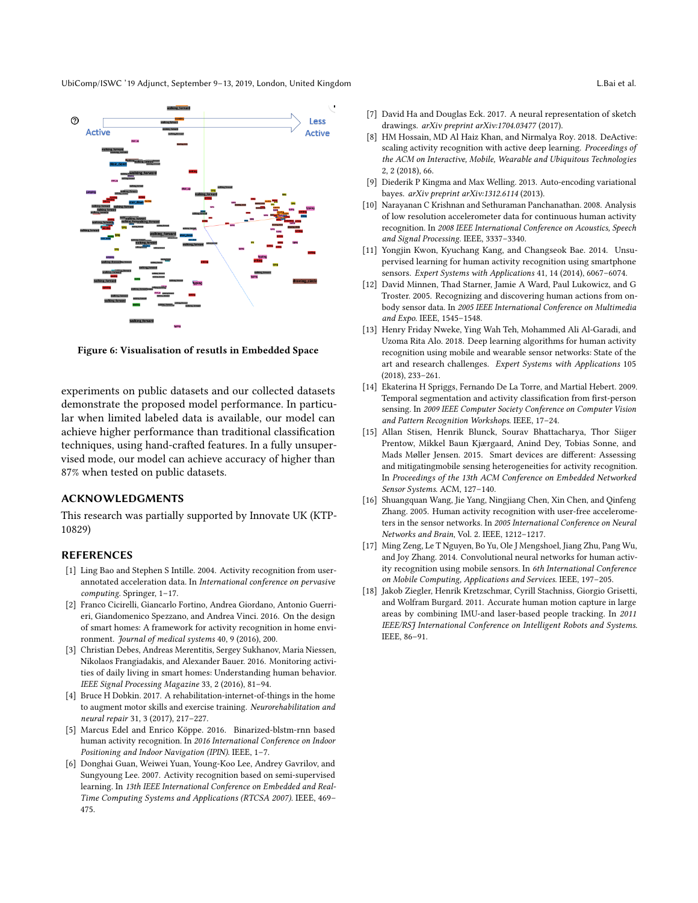Active

Less Active

Figure 6: Visualisation of resutls in Embedded Space

experiments on public datasets and our collected datasets demonstrate the proposed model performance. In particular when limited labeled data is available, our model can achieve higher performance than traditional classification techniques, using hand-crafted features. In a fully unsupervised mode, our model can achieve accuracy of higher than 87% when tested on public datasets.

## ACKNOWLEDGMENTS

This research was partially supported by Innovate UK (KTP-10829)

## REFERENCES

[1] Ling Bao and Stephen S Intille. 2004. Activity recognition from user-annotated acceleration data. In *International conference on pervasive computing*. Springer, 1–17.

[2] Franco Cicirelli, Giancarlo Fortino, Andrea Giordano, Antonio Guerrieri, Giandomenico Spezzano, and Andrea Vinci. 2016. On the design of smart homes: A framework for activity recognition in home environment. *Journal of medical systems* 40, 9 (2016), 200.

[3] Christian Debes, Andreas Merentitis, Sergey Sukhanov, Maria Niessen, Nikolaos Frangiadakis, and Alexander Bauer. 2016. Monitoring activities of daily living in smart homes: Understanding human behavior. *IEEE Signal Processing Magazine* 33, 2 (2016), 81–94.

[4] Bruce H Dobkin. 2017. A rehabilitation-internet-of-things in the home to augment motor skills and exercise training. *Neurorehabilitation and neural repair* 31, 3 (2017), 217–227.

[5] Marcus Edel and Enrico Köppe. 2016. Binarized-blstm-rnn based human activity recognition. In *2016 International Conference on Indoor Positioning and Indoor Navigation (IPIN)*. IEEE, 1–7.

[6] Donghai Guan, Weiwei Yuan, Young-Koo Lee, Andrey Gavrilov, and Sungyoung Lee. 2007. Activity recognition based on semi-supervised learning. In *13th IEEE International Conference on Embedded and Real-Time Computing Systems and Applications (RTCSA 2007)*. IEEE, 469–475.

[7] David Ha and Douglas Eck. 2017. A neural representation of sketch drawings. *arXiv preprint arXiv:1704.03477* (2017).

[8] HM Hossain, MD Al Haiz Khan, and Nirmalya Roy. 2018. DeActive: scaling activity recognition with active deep learning. *Proceedings of the ACM on Interactive, Mobile, Wearable and Ubiquitous Technologies* 2, 2 (2018), 66.

[9] Diederik P Kingma and Max Welling. 2013. Auto-encoding variational bayes. *arXiv preprint arXiv:1312.6114* (2013).

[10] Narayanan C Krishnan and Sethuraman Panchanathan. 2008. Analysis of low resolution accelerometer data for continuous human activity recognition. In *2008 IEEE International Conference on Acoustics, Speech and Signal Processing*. IEEE, 3337–3340.

[11] Yongjin Kwon, Kyuchang Kang, and Changseok Bae. 2014. Unsupervised learning for human activity recognition using smartphone sensors. *Expert Systems with Applications* 41, 14 (2014), 6067–6074.

[12] David Minnen, Thad Starner, Jamie A Ward, Paul Lukowicz, and G Troster. 2005. Recognizing and discovering human actions from on-body sensor data. In *2005 IEEE International Conference on Multimedia and Expo*. IEEE, 1545–1548.

[13] Henry Friday Nweke, Ying Wah Teh, Mohammed Ali Al-Garadi, and Uzoma Rita Alo. 2018. Deep learning algorithms for human activity recognition using mobile and wearable sensor networks: State of the art and research challenges. *Expert Systems with Applications* 105 (2018), 233–261.

[14] Ekaterina H Spriggs, Fernando De La Torre, and Martial Hebert. 2009. Temporal segmentation and activity classification from first-person sensing. In *2009 IEEE Computer Society Conference on Computer Vision and Pattern Recognition Workshops*. IEEE, 17–24.

[15] Allan Stisen, Henrik Blunck, Sourav Bhattacharya, Thor Siiger Prentow, Mikkel Baun Kjærgaard, Anind Dey, Tobias Sonne, and Mads Møller Jensen. 2015. Smart devices are different: Assessing and mitigatingmobile sensing heterogeneities for activity recognition. In *Proceedings of the 13th ACM Conference on Embedded Networked Sensor Systems*. ACM, 127–140.

[16] Shuangquan Wang, Jie Yang, Ningjiang Chen, Xin Chen, and Qinfeng Zhang. 2005. Human activity recognition with user-free accelerometers in the sensor networks. In *2005 International Conference on Neural Networks and Brain*, Vol. 2. IEEE, 1212–1217.

[17] Ming Zeng, Le T Nguyen, Bo Yu, Ole J Mengshoel, Jiang Zhu, Pang Wu, and Joy Zhang. 2014. Convolutional neural networks for human activity recognition using mobile sensors. In *6th International Conference on Mobile Computing, Applications and Services*. IEEE, 197–205.

[18] Jakob Ziegler, Henrik Kretzschmar, Cyrill Stachniss, Giorgio Grisetti, and Wolfram Burgard. 2011. Accurate human motion capture in large areas by combining IMU-and laser-based people tracking. In *2011 IEEE/RSJ International Conference on Intelligent Robots and Systems*. IEEE, 86–91.